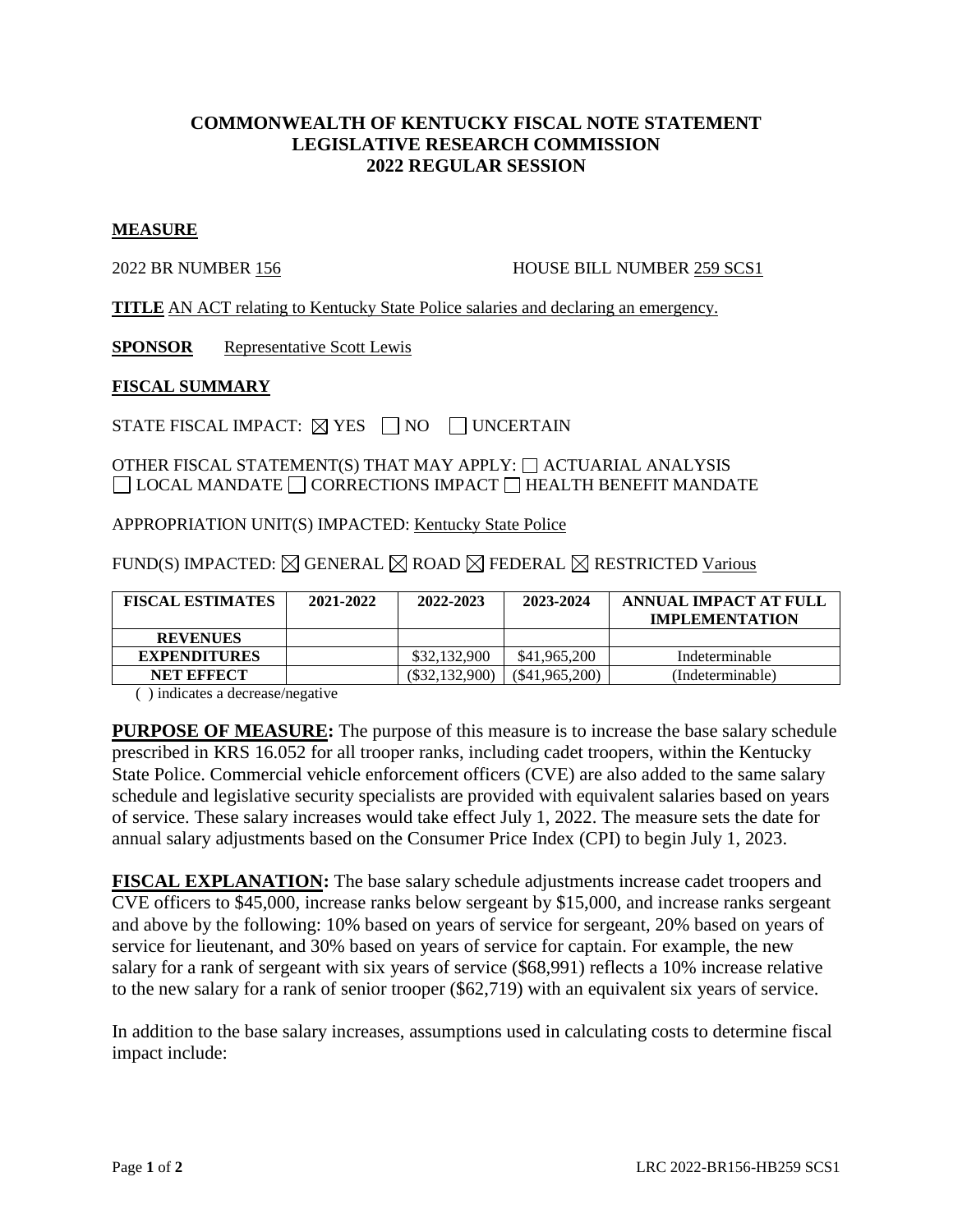# COMMONWEALTH OF KENTUCKY FISCAL NOTE STATEMENT
# LEGISLATIVE RESEARCH COMMISSION
# 2022 REGULAR SESSION

**MEASURE**

2022 BR NUMBER 156 HOUSE BILL NUMBER 259 SCS1

**TITLE** AN ACT relating to Kentucky State Police salaries and declaring an emergency.

**SPONSOR** Representative Scott Lewis

**FISCAL SUMMARY**

STATE FISCAL IMPACT: ☒ YES ☐ NO ☐ UNCERTAIN

OTHER FISCAL STATEMENT(S) THAT MAY APPLY: ☐ ACTUARIAL ANALYSIS
☐ LOCAL MANDATE ☐ CORRECTIONS IMPACT ☐ HEALTH BENEFIT MANDATE

APPROPRIATION UNIT(S) IMPACTED: Kentucky State Police

FUND(S) IMPACTED: ☒ GENERAL ☒ ROAD ☒ FEDERAL ☒ RESTRICTED Various

| FISCAL ESTIMATES | 2021-2022 | 2022-2023 | 2023-2024 | ANNUAL IMPACT AT FULL IMPLEMENTATION |
|---|---|---|---|---|
| REVENUES | | | | |
| EXPENDITURES | | $32,132,900 | $41,965,200 | Indeterminable |
| NET EFFECT | | ($32,132,900) | ($41,965,200) | (Indeterminable) |

( ) indicates a decrease/negative

**PURPOSE OF MEASURE:** The purpose of this measure is to increase the base salary schedule prescribed in KRS 16.052 for all trooper ranks, including cadet troopers, within the Kentucky State Police. Commercial vehicle enforcement officers (CVE) are also added to the same salary schedule and legislative security specialists are provided with equivalent salaries based on years of service. These salary increases would take effect July 1, 2022. The measure sets the date for annual salary adjustments based on the Consumer Price Index (CPI) to begin July 1, 2023.

**FISCAL EXPLANATION:** The base salary schedule adjustments increase cadet troopers and CVE officers to $45,000, increase ranks below sergeant by $15,000, and increase ranks sergeant and above by the following: 10% based on years of service for sergeant, 20% based on years of service for lieutenant, and 30% based on years of service for captain. For example, the new salary for a rank of sergeant with six years of service ($68,991) reflects a 10% increase relative to the new salary for a rank of senior trooper ($62,719) with an equivalent six years of service.

In addition to the base salary increases, assumptions used in calculating costs to determine fiscal impact include: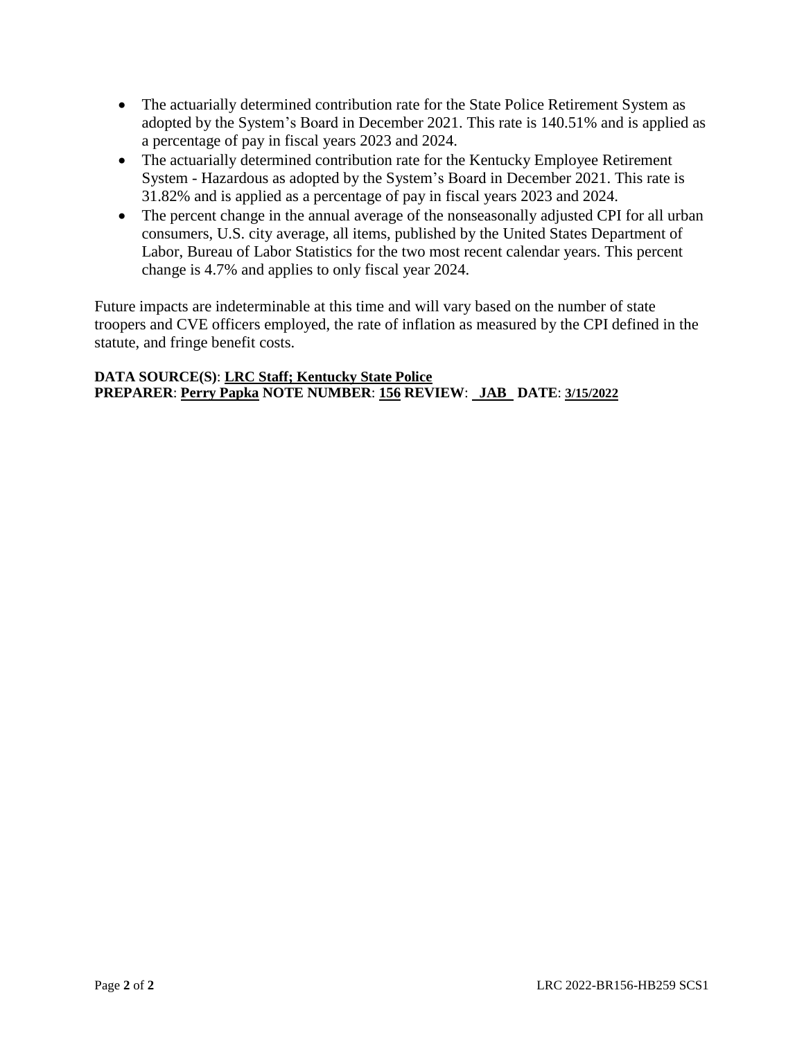- The actuarially determined contribution rate for the State Police Retirement System as adopted by the System's Board in December 2021. This rate is 140.51% and is applied as a percentage of pay in fiscal years 2023 and 2024.
- The actuarially determined contribution rate for the Kentucky Employee Retirement System - Hazardous as adopted by the System's Board in December 2021. This rate is 31.82% and is applied as a percentage of pay in fiscal years 2023 and 2024.
- The percent change in the annual average of the nonseasonally adjusted CPI for all urban consumers, U.S. city average, all items, published by the United States Department of Labor, Bureau of Labor Statistics for the two most recent calendar years. This percent change is 4.7% and applies to only fiscal year 2024.

Future impacts are indeterminable at this time and will vary based on the number of state troopers and CVE officers employed, the rate of inflation as measured by the CPI defined in the statute, and fringe benefit costs.

**DATA SOURCE(S)**: **LRC Staff; Kentucky State Police**
**PREPARER**: **Perry Papka** **NOTE NUMBER**: **156** **REVIEW**: **JAB** **DATE**: **3/15/2022**